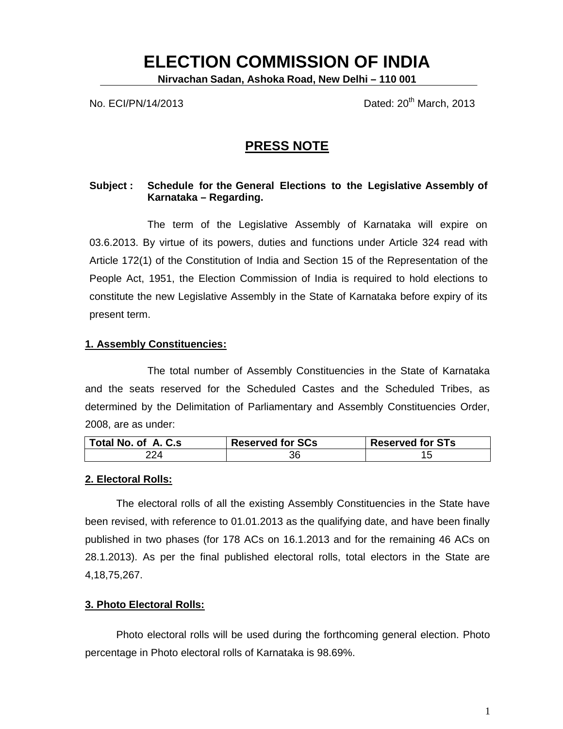# ELECTION COMMISSION OF INDIA

**Nirvachan Sadan, Ashoka Road, New Delhi – 110 001**

No. ECI/PN/14/2013 Dated: 20th March, 2013

## PRESS NOTE

**Subject : Schedule for the General Elections to the Legislative Assembly of Karnataka – Regarding.**

The term of the Legislative Assembly of Karnataka will expire on 03.6.2013. By virtue of its powers, duties and functions under Article 324 read with Article 172(1) of the Constitution of India and Section 15 of the Representation of the People Act, 1951, the Election Commission of India is required to hold elections to constitute the new Legislative Assembly in the State of Karnataka before expiry of its present term.

**1. Assembly Constituencies:**

The total number of Assembly Constituencies in the State of Karnataka and the seats reserved for the Scheduled Castes and the Scheduled Tribes, as determined by the Delimitation of Parliamentary and Assembly Constituencies Order, 2008, are as under:

| Total No. of A. C.s | Reserved for SCs | Reserved for STs |
| --- | --- | --- |
| 224 | 36 | 15 |

**2. Electoral Rolls:**

The electoral rolls of all the existing Assembly Constituencies in the State have been revised, with reference to 01.01.2013 as the qualifying date, and have been finally published in two phases (for 178 ACs on 16.1.2013 and for the remaining 46 ACs on 28.1.2013). As per the final published electoral rolls, total electors in the State are 4,18,75,267.

**3. Photo Electoral Rolls:**

Photo electoral rolls will be used during the forthcoming general election. Photo percentage in Photo electoral rolls of Karnataka is 98.69%.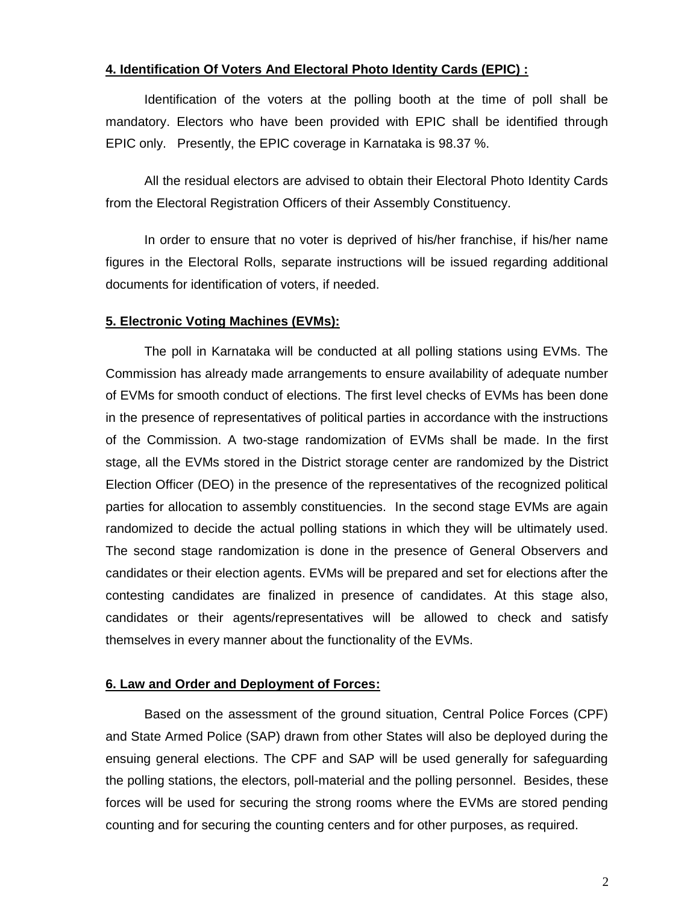**4. Identification Of Voters And Electoral Photo Identity Cards (EPIC) :**

Identification of the voters at the polling booth at the time of poll shall be mandatory. Electors who have been provided with EPIC shall be identified through EPIC only. Presently, the EPIC coverage in Karnataka is 98.37 %.

All the residual electors are advised to obtain their Electoral Photo Identity Cards from the Electoral Registration Officers of their Assembly Constituency.

In order to ensure that no voter is deprived of his/her franchise, if his/her name figures in the Electoral Rolls, separate instructions will be issued regarding additional documents for identification of voters, if needed.

**5. Electronic Voting Machines (EVMs):**

The poll in Karnataka will be conducted at all polling stations using EVMs. The Commission has already made arrangements to ensure availability of adequate number of EVMs for smooth conduct of elections. The first level checks of EVMs has been done in the presence of representatives of political parties in accordance with the instructions of the Commission. A two-stage randomization of EVMs shall be made. In the first stage, all the EVMs stored in the District storage center are randomized by the District Election Officer (DEO) in the presence of the representatives of the recognized political parties for allocation to assembly constituencies. In the second stage EVMs are again randomized to decide the actual polling stations in which they will be ultimately used. The second stage randomization is done in the presence of General Observers and candidates or their election agents. EVMs will be prepared and set for elections after the contesting candidates are finalized in presence of candidates. At this stage also, candidates or their agents/representatives will be allowed to check and satisfy themselves in every manner about the functionality of the EVMs.

**6. Law and Order and Deployment of Forces:**

Based on the assessment of the ground situation, Central Police Forces (CPF) and State Armed Police (SAP) drawn from other States will also be deployed during the ensuing general elections. The CPF and SAP will be used generally for safeguarding the polling stations, the electors, poll-material and the polling personnel. Besides, these forces will be used for securing the strong rooms where the EVMs are stored pending counting and for securing the counting centers and for other purposes, as required.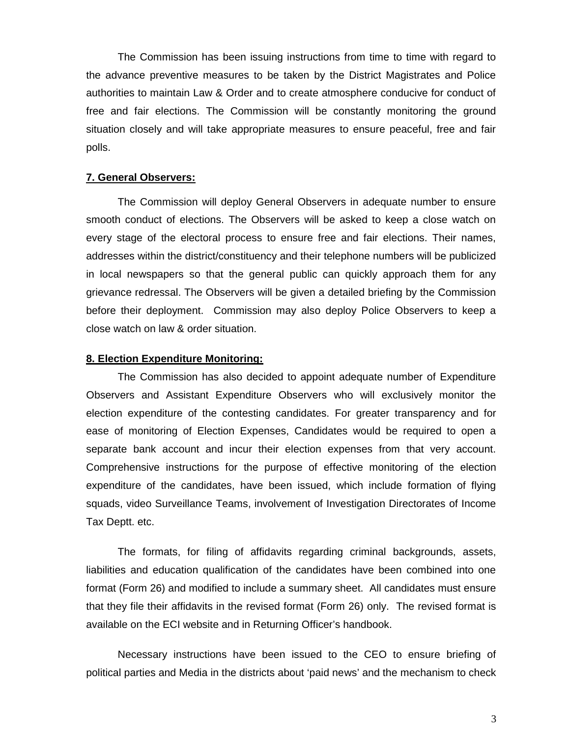The Commission has been issuing instructions from time to time with regard to the advance preventive measures to be taken by the District Magistrates and Police authorities to maintain Law & Order and to create atmosphere conducive for conduct of free and fair elections. The Commission will be constantly monitoring the ground situation closely and will take appropriate measures to ensure peaceful, free and fair polls.

**7. General Observers:**

The Commission will deploy General Observers in adequate number to ensure smooth conduct of elections. The Observers will be asked to keep a close watch on every stage of the electoral process to ensure free and fair elections. Their names, addresses within the district/constituency and their telephone numbers will be publicized in local newspapers so that the general public can quickly approach them for any grievance redressal. The Observers will be given a detailed briefing by the Commission before their deployment. Commission may also deploy Police Observers to keep a close watch on law & order situation.

**8. Election Expenditure Monitoring:**

The Commission has also decided to appoint adequate number of Expenditure Observers and Assistant Expenditure Observers who will exclusively monitor the election expenditure of the contesting candidates. For greater transparency and for ease of monitoring of Election Expenses, Candidates would be required to open a separate bank account and incur their election expenses from that very account. Comprehensive instructions for the purpose of effective monitoring of the election expenditure of the candidates, have been issued, which include formation of flying squads, video Surveillance Teams, involvement of Investigation Directorates of Income Tax Deptt. etc.

The formats, for filing of affidavits regarding criminal backgrounds, assets, liabilities and education qualification of the candidates have been combined into one format (Form 26) and modified to include a summary sheet. All candidates must ensure that they file their affidavits in the revised format (Form 26) only. The revised format is available on the ECI website and in Returning Officer's handbook.

Necessary instructions have been issued to the CEO to ensure briefing of political parties and Media in the districts about 'paid news' and the mechanism to check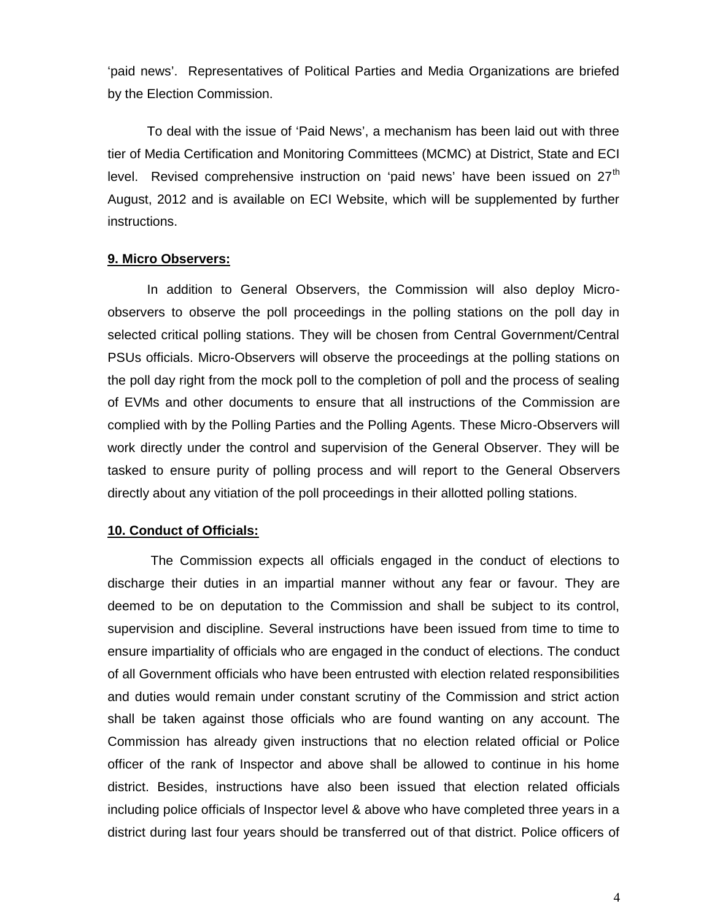'paid news'. Representatives of Political Parties and Media Organizations are briefed by the Election Commission.

To deal with the issue of 'Paid News', a mechanism has been laid out with three tier of Media Certification and Monitoring Committees (MCMC) at District, State and ECI level. Revised comprehensive instruction on 'paid news' have been issued on 27th August, 2012 and is available on ECI Website, which will be supplemented by further instructions.

**9. Micro Observers:**

In addition to General Observers, the Commission will also deploy Micro-observers to observe the poll proceedings in the polling stations on the poll day in selected critical polling stations. They will be chosen from Central Government/Central PSUs officials. Micro-Observers will observe the proceedings at the polling stations on the poll day right from the mock poll to the completion of poll and the process of sealing of EVMs and other documents to ensure that all instructions of the Commission are complied with by the Polling Parties and the Polling Agents. These Micro-Observers will work directly under the control and supervision of the General Observer. They will be tasked to ensure purity of polling process and will report to the General Observers directly about any vitiation of the poll proceedings in their allotted polling stations.

**10. Conduct of Officials:**

The Commission expects all officials engaged in the conduct of elections to discharge their duties in an impartial manner without any fear or favour. They are deemed to be on deputation to the Commission and shall be subject to its control, supervision and discipline. Several instructions have been issued from time to time to ensure impartiality of officials who are engaged in the conduct of elections. The conduct of all Government officials who have been entrusted with election related responsibilities and duties would remain under constant scrutiny of the Commission and strict action shall be taken against those officials who are found wanting on any account. The Commission has already given instructions that no election related official or Police officer of the rank of Inspector and above shall be allowed to continue in his home district. Besides, instructions have also been issued that election related officials including police officials of Inspector level & above who have completed three years in a district during last four years should be transferred out of that district. Police officers of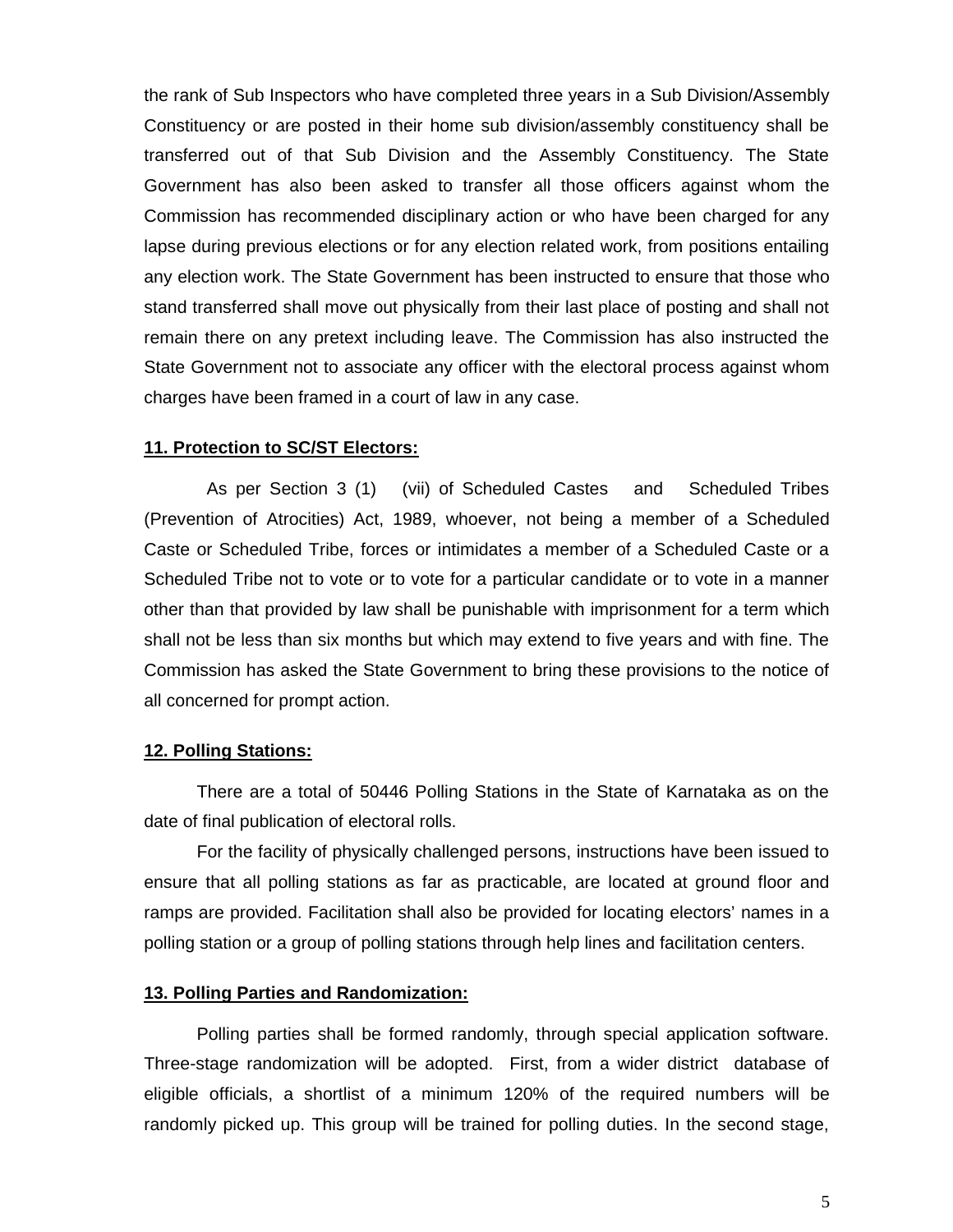the rank of Sub Inspectors who have completed three years in a Sub Division/Assembly Constituency or are posted in their home sub division/assembly constituency shall be transferred out of that Sub Division and the Assembly Constituency. The State Government has also been asked to transfer all those officers against whom the Commission has recommended disciplinary action or who have been charged for any lapse during previous elections or for any election related work, from positions entailing any election work. The State Government has been instructed to ensure that those who stand transferred shall move out physically from their last place of posting and shall not remain there on any pretext including leave. The Commission has also instructed the State Government not to associate any officer with the electoral process against whom charges have been framed in a court of law in any case.

**11. Protection to SC/ST Electors:**

As per Section 3 (1) (vii) of Scheduled Castes and Scheduled Tribes (Prevention of Atrocities) Act, 1989, whoever, not being a member of a Scheduled Caste or Scheduled Tribe, forces or intimidates a member of a Scheduled Caste or a Scheduled Tribe not to vote or to vote for a particular candidate or to vote in a manner other than that provided by law shall be punishable with imprisonment for a term which shall not be less than six months but which may extend to five years and with fine. The Commission has asked the State Government to bring these provisions to the notice of all concerned for prompt action.

**12. Polling Stations:**

There are a total of 50446 Polling Stations in the State of Karnataka as on the date of final publication of electoral rolls.

For the facility of physically challenged persons, instructions have been issued to ensure that all polling stations as far as practicable, are located at ground floor and ramps are provided. Facilitation shall also be provided for locating electors' names in a polling station or a group of polling stations through help lines and facilitation centers.

**13. Polling Parties and Randomization:**

Polling parties shall be formed randomly, through special application software. Three-stage randomization will be adopted. First, from a wider district database of eligible officials, a shortlist of a minimum 120% of the required numbers will be randomly picked up. This group will be trained for polling duties. In the second stage,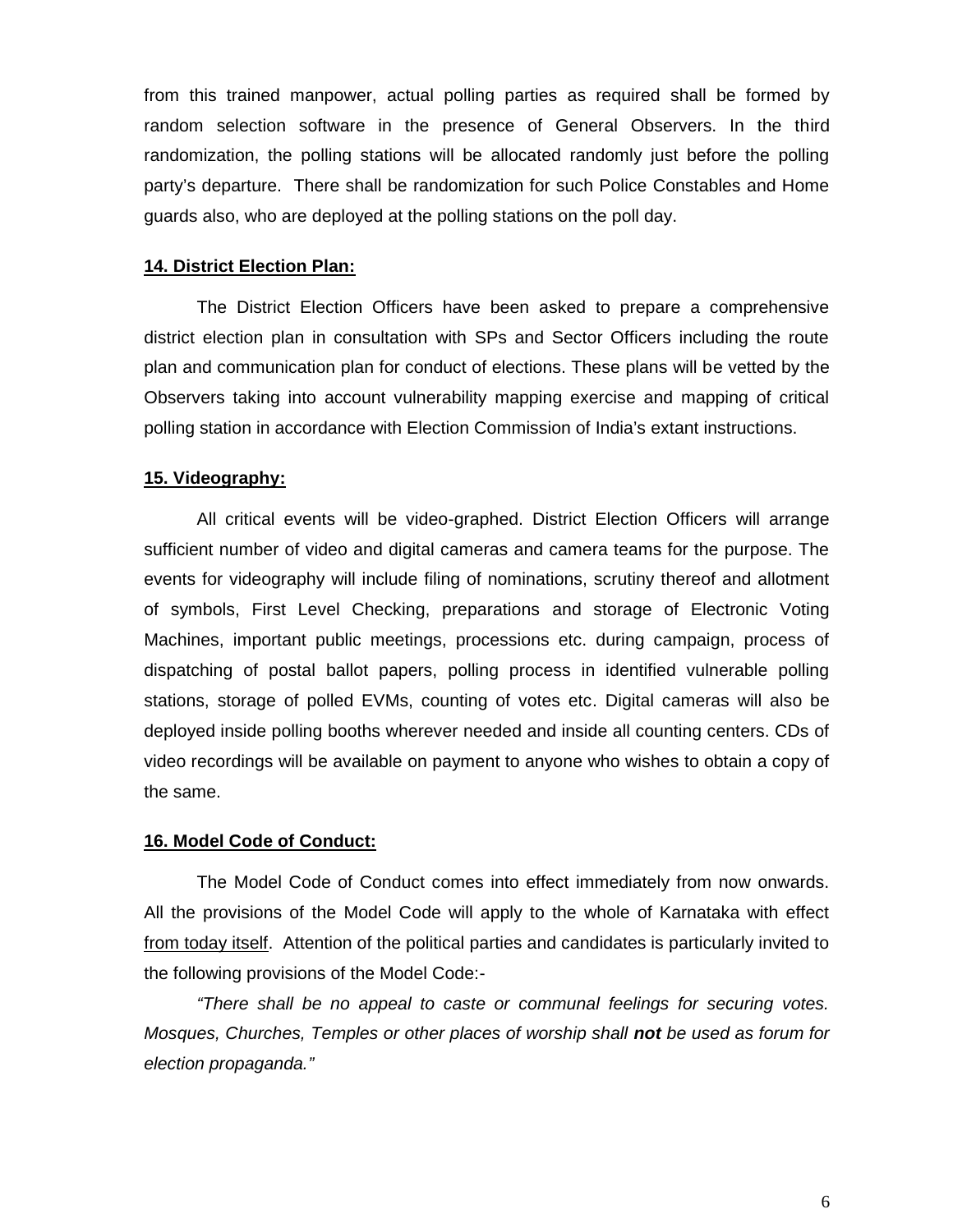from this trained manpower, actual polling parties as required shall be formed by random selection software in the presence of General Observers. In the third randomization, the polling stations will be allocated randomly just before the polling party's departure. There shall be randomization for such Police Constables and Home guards also, who are deployed at the polling stations on the poll day.

**14. District Election Plan:**

The District Election Officers have been asked to prepare a comprehensive district election plan in consultation with SPs and Sector Officers including the route plan and communication plan for conduct of elections. These plans will be vetted by the Observers taking into account vulnerability mapping exercise and mapping of critical polling station in accordance with Election Commission of India's extant instructions.

**15. Videography:**

All critical events will be video-graphed. District Election Officers will arrange sufficient number of video and digital cameras and camera teams for the purpose. The events for videography will include filing of nominations, scrutiny thereof and allotment of symbols, First Level Checking, preparations and storage of Electronic Voting Machines, important public meetings, processions etc. during campaign, process of dispatching of postal ballot papers, polling process in identified vulnerable polling stations, storage of polled EVMs, counting of votes etc. Digital cameras will also be deployed inside polling booths wherever needed and inside all counting centers. CDs of video recordings will be available on payment to anyone who wishes to obtain a copy of the same.

**16. Model Code of Conduct:**

The Model Code of Conduct comes into effect immediately from now onwards. All the provisions of the Model Code will apply to the whole of Karnataka with effect from today itself. Attention of the political parties and candidates is particularly invited to the following provisions of the Model Code:-

*"There shall be no appeal to caste or communal feelings for securing votes. Mosques, Churches, Temples or other places of worship shall **not** be used as forum for election propaganda."*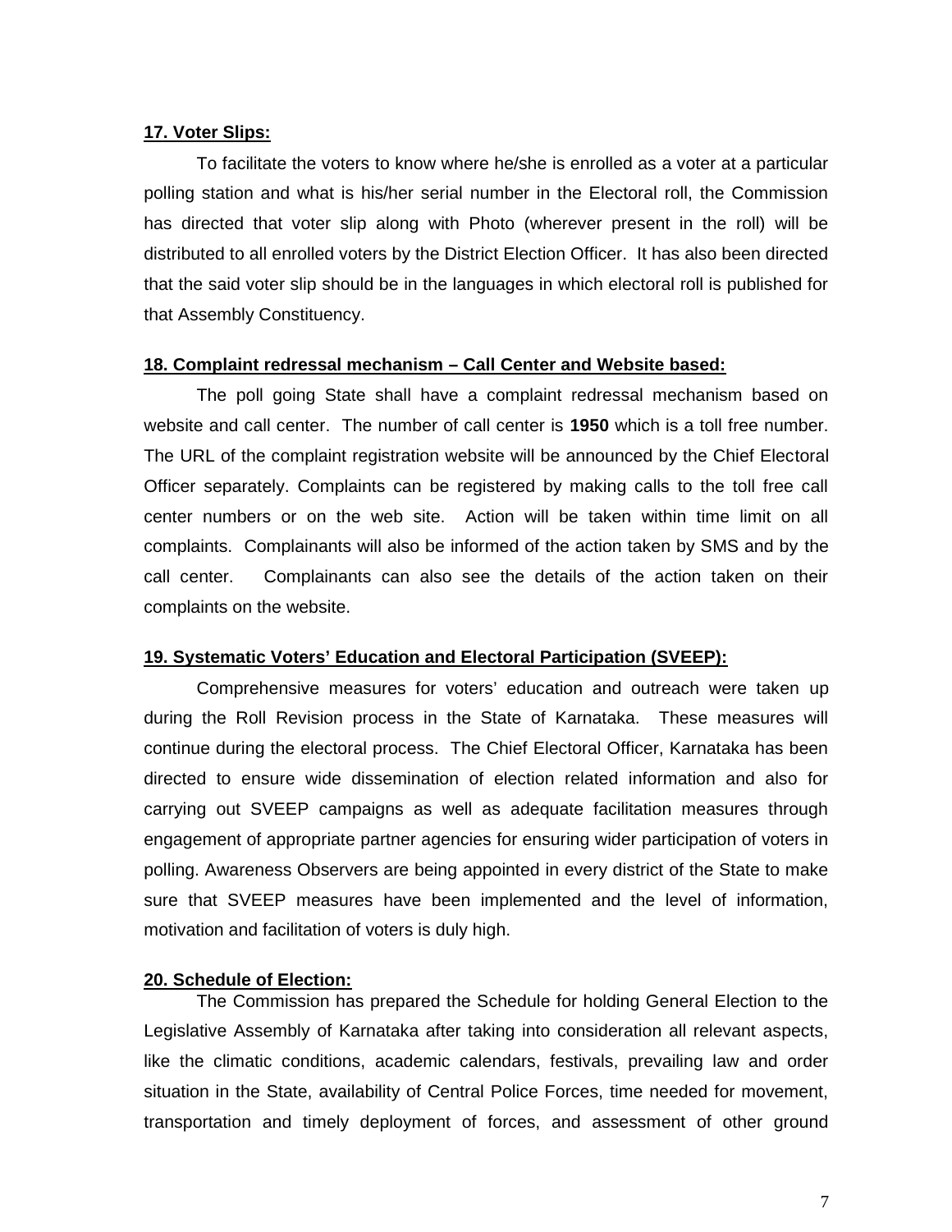**17. Voter Slips:**

To facilitate the voters to know where he/she is enrolled as a voter at a particular polling station and what is his/her serial number in the Electoral roll, the Commission has directed that voter slip along with Photo (wherever present in the roll) will be distributed to all enrolled voters by the District Election Officer. It has also been directed that the said voter slip should be in the languages in which electoral roll is published for that Assembly Constituency.

**18. Complaint redressal mechanism – Call Center and Website based:**

The poll going State shall have a complaint redressal mechanism based on website and call center. The number of call center is **1950** which is a toll free number. The URL of the complaint registration website will be announced by the Chief Electoral Officer separately. Complaints can be registered by making calls to the toll free call center numbers or on the web site. Action will be taken within time limit on all complaints. Complainants will also be informed of the action taken by SMS and by the call center. Complainants can also see the details of the action taken on their complaints on the website.

**19. Systematic Voters' Education and Electoral Participation (SVEEP):**

Comprehensive measures for voters' education and outreach were taken up during the Roll Revision process in the State of Karnataka. These measures will continue during the electoral process. The Chief Electoral Officer, Karnataka has been directed to ensure wide dissemination of election related information and also for carrying out SVEEP campaigns as well as adequate facilitation measures through engagement of appropriate partner agencies for ensuring wider participation of voters in polling. Awareness Observers are being appointed in every district of the State to make sure that SVEEP measures have been implemented and the level of information, motivation and facilitation of voters is duly high.

**20. Schedule of Election:**

The Commission has prepared the Schedule for holding General Election to the Legislative Assembly of Karnataka after taking into consideration all relevant aspects, like the climatic conditions, academic calendars, festivals, prevailing law and order situation in the State, availability of Central Police Forces, time needed for movement, transportation and timely deployment of forces, and assessment of other ground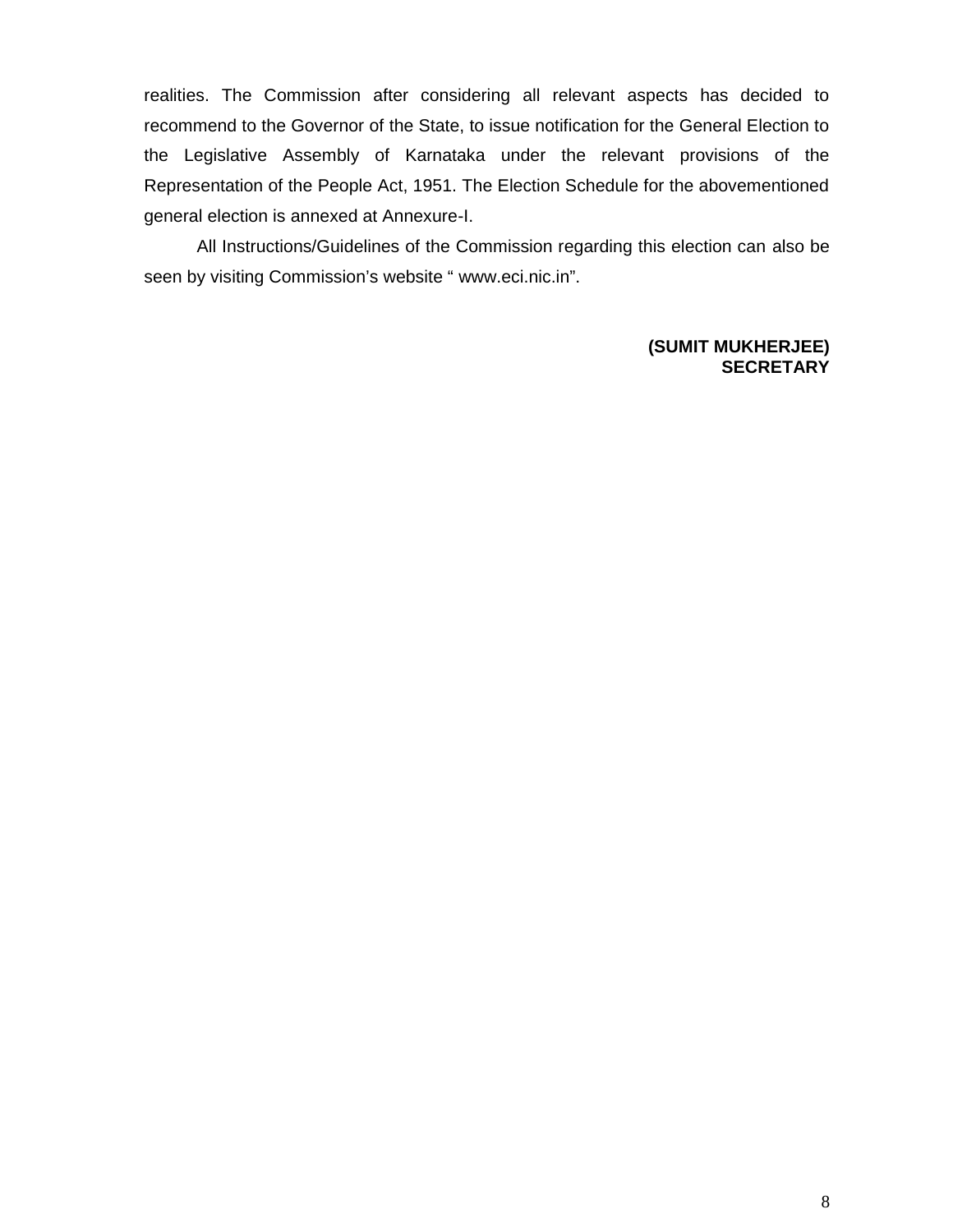realities. The Commission after considering all relevant aspects has decided to recommend to the Governor of the State, to issue notification for the General Election to the Legislative Assembly of Karnataka under the relevant provisions of the Representation of the People Act, 1951. The Election Schedule for the abovementioned general election is annexed at Annexure-I.

All Instructions/Guidelines of the Commission regarding this election can also be seen by visiting Commission's website " www.eci.nic.in".

**(SUMIT MUKHERJEE)**
**SECRETARY**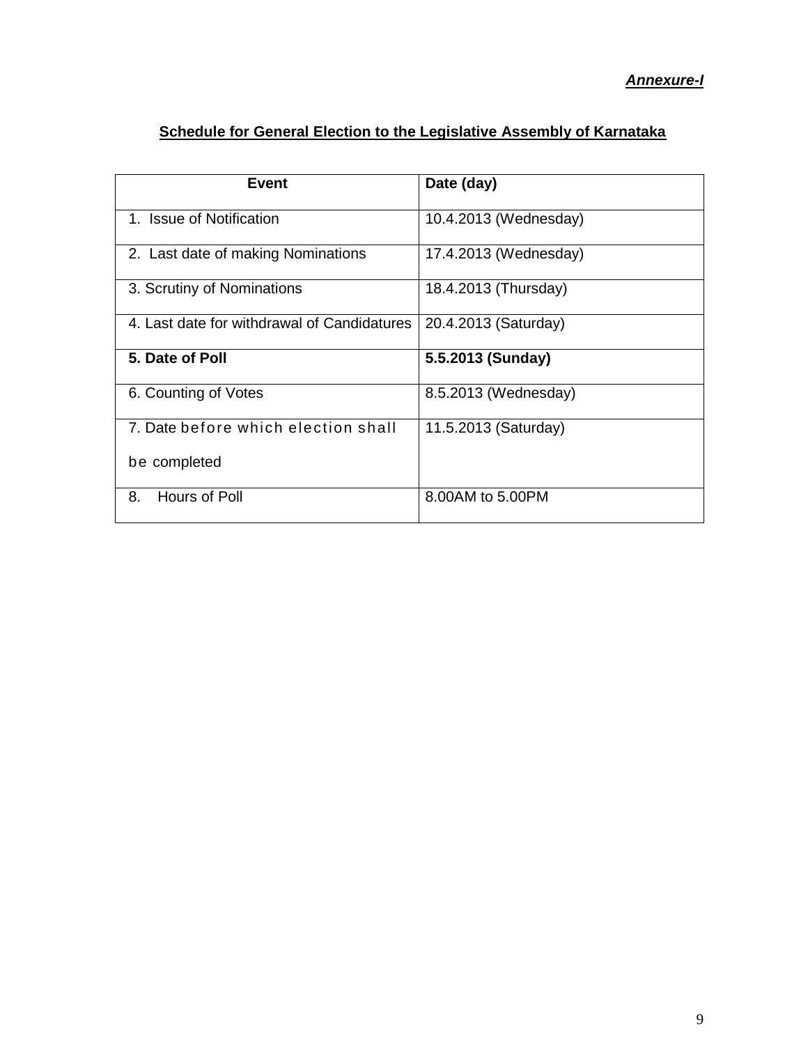***Annexure-I***

## Schedule for General Election to the Legislative Assembly of Karnataka

| Event | Date (day) |
| --- | --- |
| 1. Issue of Notification | 10.4.2013 (Wednesday) |
| 2. Last date of making Nominations | 17.4.2013 (Wednesday) |
| 3. Scrutiny of Nominations | 18.4.2013 (Thursday) |
| 4. Last date for withdrawal of Candidatures | 20.4.2013 (Saturday) |
| **5. Date of Poll** | **5.5.2013 (Sunday)** |
| 6. Counting of Votes | 8.5.2013 (Wednesday) |
| 7. Date before which election shall be completed | 11.5.2013 (Saturday) |
| 8. Hours of Poll | 8.00AM to 5.00PM |